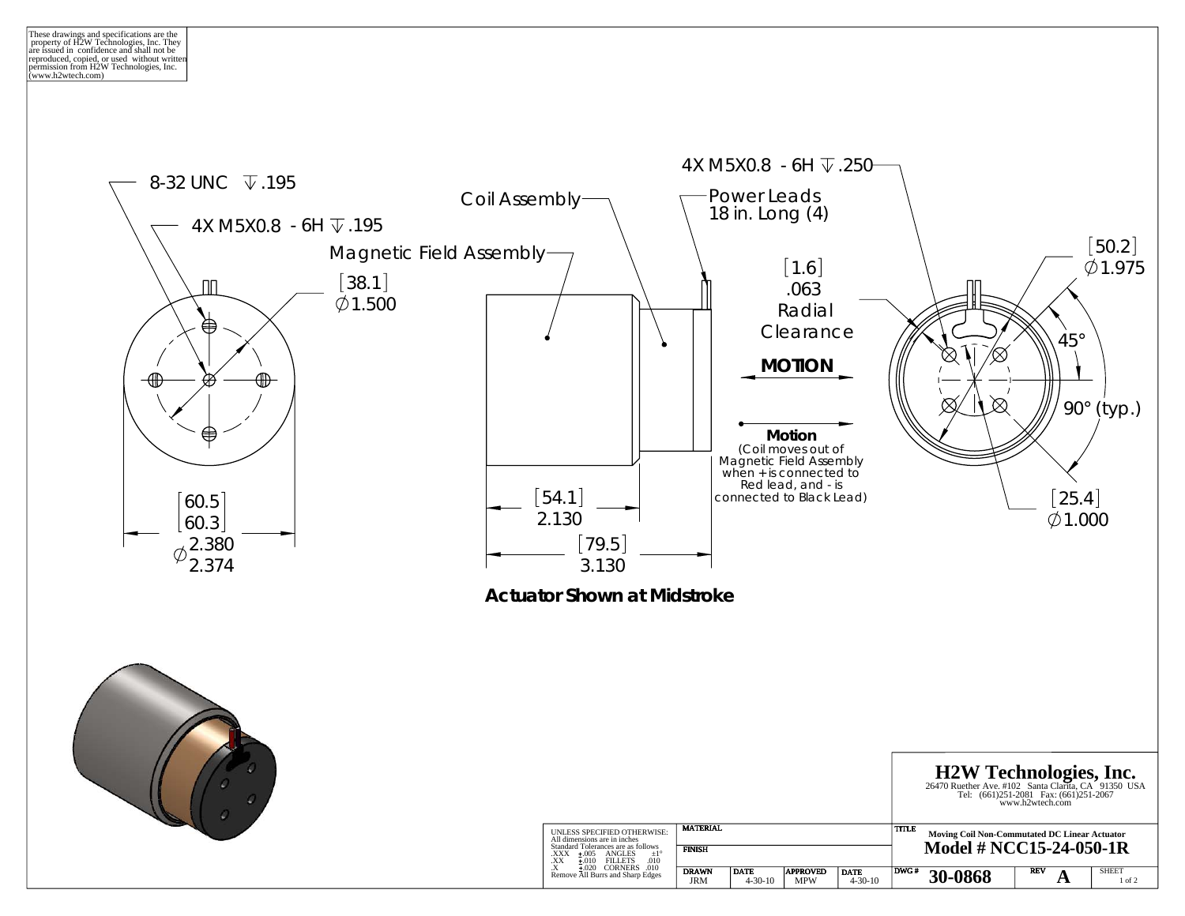These drawings and specifications are the property of H2W Technologies, Inc. They are issued in confidence and shall not be reproduced, copied, or used without written permission from H2W Technologies, Inc. (www.h2wtech.com)

8-32 UNC ⫰ .195

4X M5X0.8 - 6H ⫰ .195

[38.1]
∅1.500

[60.5]
[60.3]
∅ 2.380
2.374

Coil Assembly

Magnetic Field Assembly

Power Leads
18 in. Long (4)

[54.1]
2.130

[79.5]
3.130

**Actuator Shown at Midstroke**

[1.6]
.063
Radial
Clearance

**MOTION**

**Motion**
(Coil moves out of Magnetic Field Assembly when + is connected to Red lead, and - is connected to Black Lead)

4X M5X0.8 - 6H ⫰ .250

[50.2]
∅1.975

45°

90° (typ.)

[25.4]
∅1.000

## H2W Technologies, Inc.

26470 Ruether Ave. #102 Santa Clarita, CA 91350 USA
Tel: (661)251-2081 Fax: (661)251-2067
www.h2wtech.com

UNLESS SPECIFIED OTHERWISE:
All dimensions are in inches
Standard Tolerances are as follows
.XXX ±.005 ANGLES ±1°
.XX ±.010 FILLETS .010
.X ±.020 CORNERS .010
Remove All Burrs and Sharp Edges

| MATERIAL | | | |
|---|---|---|---|
| FINISH | | | |
| DRAWN JRM | DATE 4-30-10 | APPROVED MPW | DATE 4-30-10 |

TITLE
**Moving Coil Non-Commutated DC Linear Actuator**
**Model # NCC15-24-050-1R**

| DWG # | REV | SHEET |
|---|---|---|
| 30-0868 | A | 1 of 2 |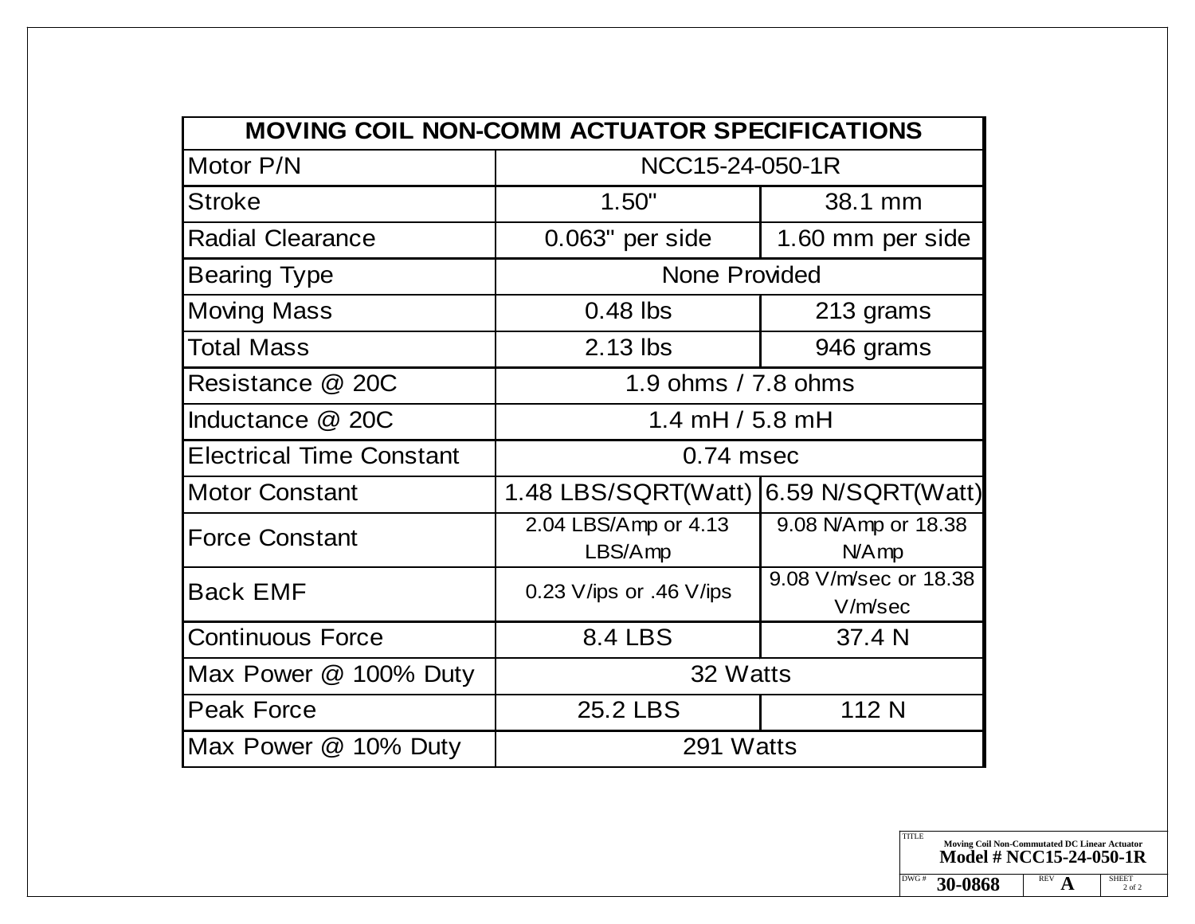| MOVING COIL NON-COMM ACTUATOR SPECIFICATIONS | | |
|---|---|---|
| Motor P/N | NCC15-24-050-1R | |
| Stroke | 1.50" | 38.1 mm |
| Radial Clearance | 0.063" per side | 1.60 mm per side |
| Bearing Type | None Provided | |
| Moving Mass | 0.48 lbs | 213 grams |
| Total Mass | 2.13 lbs | 946 grams |
| Resistance @ 20C | 1.9 ohms / 7.8 ohms | |
| Inductance @ 20C | 1.4 mH / 5.8 mH | |
| Electrical Time Constant | 0.74 msec | |
| Motor Constant | 1.48 LBS/SQRT(Watt) | 6.59 N/SQRT(Watt) |
| Force Constant | 2.04 LBS/Amp or 4.13 LBS/Amp | 9.08 N/Amp or 18.38 N/Amp |
| Back EMF | 0.23 V/ips or .46 V/ips | 9.08 V/m/sec or 18.38 V/m/sec |
| Continuous Force | 8.4 LBS | 37.4 N |
| Max Power @ 100% Duty | 32 Watts | |
| Peak Force | 25.2 LBS | 112 N |
| Max Power @ 10% Duty | 291 Watts | |

TITLE Moving Coil Non-Commutated DC Linear Actuator
**Model # NCC15-24-050-1R**

DWG # **30-0868** REV **A** SHEET 2 of 2